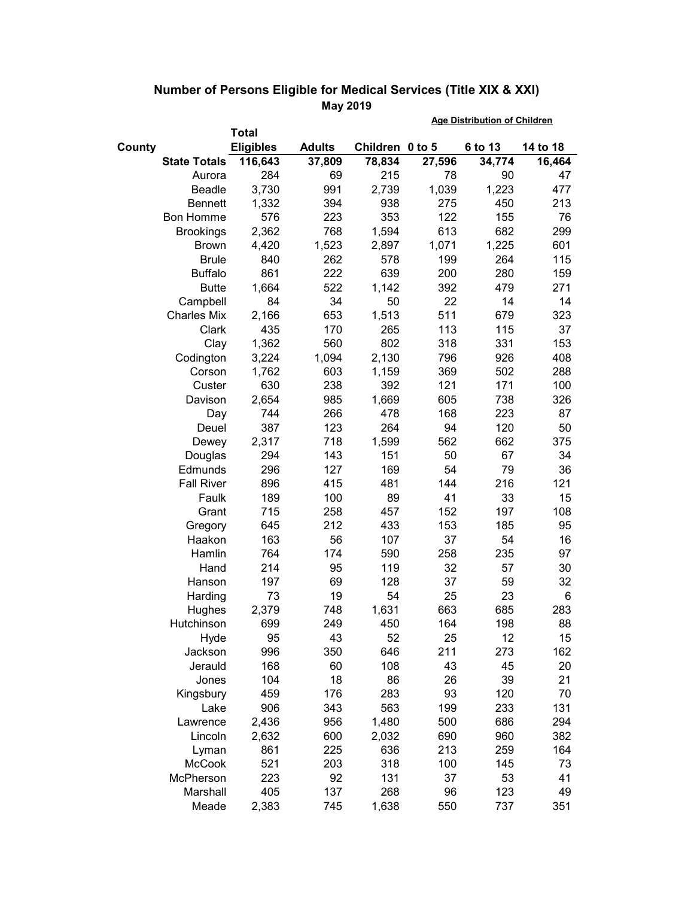## Number of Persons Eligible for Medical Services (Title XIX & XXI)

**May 2019**

| County | Total Eligibles | Adults | Children | 0 to 5 | 6 to 13 | 14 to 18 |
|---|---|---|---|---|---|---|
| | | | | **Age Distribution of Children** | | |
| **State Totals** | **116,643** | **37,809** | **78,834** | **27,596** | **34,774** | **16,464** |
| Aurora | 284 | 69 | 215 | 78 | 90 | 47 |
| Beadle | 3,730 | 991 | 2,739 | 1,039 | 1,223 | 477 |
| Bennett | 1,332 | 394 | 938 | 275 | 450 | 213 |
| Bon Homme | 576 | 223 | 353 | 122 | 155 | 76 |
| Brookings | 2,362 | 768 | 1,594 | 613 | 682 | 299 |
| Brown | 4,420 | 1,523 | 2,897 | 1,071 | 1,225 | 601 |
| Brule | 840 | 262 | 578 | 199 | 264 | 115 |
| Buffalo | 861 | 222 | 639 | 200 | 280 | 159 |
| Butte | 1,664 | 522 | 1,142 | 392 | 479 | 271 |
| Campbell | 84 | 34 | 50 | 22 | 14 | 14 |
| Charles Mix | 2,166 | 653 | 1,513 | 511 | 679 | 323 |
| Clark | 435 | 170 | 265 | 113 | 115 | 37 |
| Clay | 1,362 | 560 | 802 | 318 | 331 | 153 |
| Codington | 3,224 | 1,094 | 2,130 | 796 | 926 | 408 |
| Corson | 1,762 | 603 | 1,159 | 369 | 502 | 288 |
| Custer | 630 | 238 | 392 | 121 | 171 | 100 |
| Davison | 2,654 | 985 | 1,669 | 605 | 738 | 326 |
| Day | 744 | 266 | 478 | 168 | 223 | 87 |
| Deuel | 387 | 123 | 264 | 94 | 120 | 50 |
| Dewey | 2,317 | 718 | 1,599 | 562 | 662 | 375 |
| Douglas | 294 | 143 | 151 | 50 | 67 | 34 |
| Edmunds | 296 | 127 | 169 | 54 | 79 | 36 |
| Fall River | 896 | 415 | 481 | 144 | 216 | 121 |
| Faulk | 189 | 100 | 89 | 41 | 33 | 15 |
| Grant | 715 | 258 | 457 | 152 | 197 | 108 |
| Gregory | 645 | 212 | 433 | 153 | 185 | 95 |
| Haakon | 163 | 56 | 107 | 37 | 54 | 16 |
| Hamlin | 764 | 174 | 590 | 258 | 235 | 97 |
| Hand | 214 | 95 | 119 | 32 | 57 | 30 |
| Hanson | 197 | 69 | 128 | 37 | 59 | 32 |
| Harding | 73 | 19 | 54 | 25 | 23 | 6 |
| Hughes | 2,379 | 748 | 1,631 | 663 | 685 | 283 |
| Hutchinson | 699 | 249 | 450 | 164 | 198 | 88 |
| Hyde | 95 | 43 | 52 | 25 | 12 | 15 |
| Jackson | 996 | 350 | 646 | 211 | 273 | 162 |
| Jerauld | 168 | 60 | 108 | 43 | 45 | 20 |
| Jones | 104 | 18 | 86 | 26 | 39 | 21 |
| Kingsbury | 459 | 176 | 283 | 93 | 120 | 70 |
| Lake | 906 | 343 | 563 | 199 | 233 | 131 |
| Lawrence | 2,436 | 956 | 1,480 | 500 | 686 | 294 |
| Lincoln | 2,632 | 600 | 2,032 | 690 | 960 | 382 |
| Lyman | 861 | 225 | 636 | 213 | 259 | 164 |
| McCook | 521 | 203 | 318 | 100 | 145 | 73 |
| McPherson | 223 | 92 | 131 | 37 | 53 | 41 |
| Marshall | 405 | 137 | 268 | 96 | 123 | 49 |
| Meade | 2,383 | 745 | 1,638 | 550 | 737 | 351 |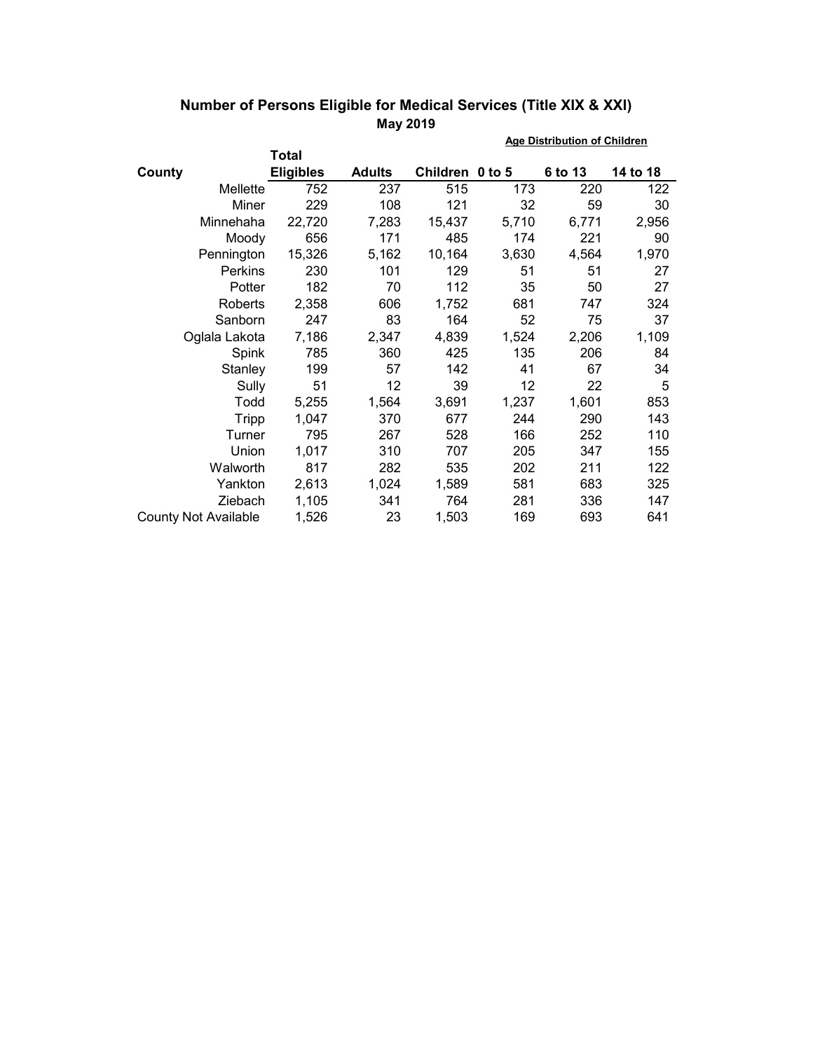## Number of Persons Eligible for Medical Services (Title XIX & XXI)

**May 2019**

| County | Total Eligibles | Adults | Children | Age Distribution of Children: 0 to 5 | 6 to 13 | 14 to 18 |
|---|---|---|---|---|---|---|
| Mellette | 752 | 237 | 515 | 173 | 220 | 122 |
| Miner | 229 | 108 | 121 | 32 | 59 | 30 |
| Minnehaha | 22,720 | 7,283 | 15,437 | 5,710 | 6,771 | 2,956 |
| Moody | 656 | 171 | 485 | 174 | 221 | 90 |
| Pennington | 15,326 | 5,162 | 10,164 | 3,630 | 4,564 | 1,970 |
| Perkins | 230 | 101 | 129 | 51 | 51 | 27 |
| Potter | 182 | 70 | 112 | 35 | 50 | 27 |
| Roberts | 2,358 | 606 | 1,752 | 681 | 747 | 324 |
| Sanborn | 247 | 83 | 164 | 52 | 75 | 37 |
| Oglala Lakota | 7,186 | 2,347 | 4,839 | 1,524 | 2,206 | 1,109 |
| Spink | 785 | 360 | 425 | 135 | 206 | 84 |
| Stanley | 199 | 57 | 142 | 41 | 67 | 34 |
| Sully | 51 | 12 | 39 | 12 | 22 | 5 |
| Todd | 5,255 | 1,564 | 3,691 | 1,237 | 1,601 | 853 |
| Tripp | 1,047 | 370 | 677 | 244 | 290 | 143 |
| Turner | 795 | 267 | 528 | 166 | 252 | 110 |
| Union | 1,017 | 310 | 707 | 205 | 347 | 155 |
| Walworth | 817 | 282 | 535 | 202 | 211 | 122 |
| Yankton | 2,613 | 1,024 | 1,589 | 581 | 683 | 325 |
| Ziebach | 1,105 | 341 | 764 | 281 | 336 | 147 |
| County Not Available | 1,526 | 23 | 1,503 | 169 | 693 | 641 |